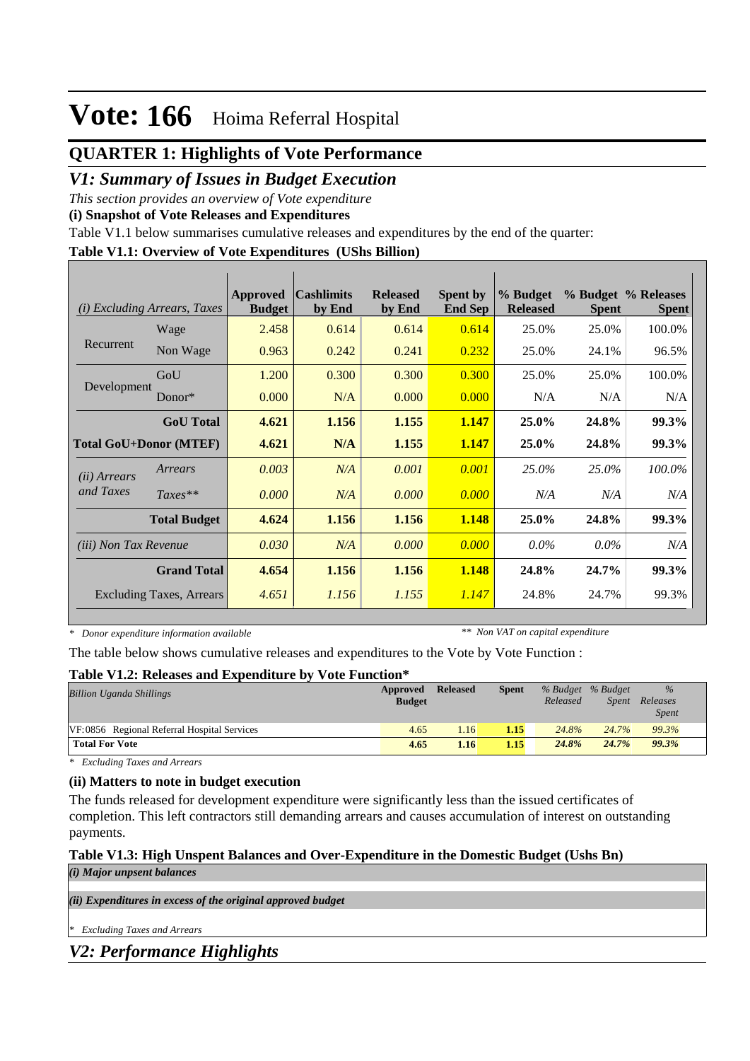# Vote: 166 Hoima Referral Hospital

## QUARTER 1: Highlights of Vote Performance

### *V1: Summary of Issues in Budget Execution*

*This section provides an overview of Vote expenditure*

**(i) Snapshot of Vote Releases and Expenditures**

Table V1.1 below summarises cumulative releases and expenditures by the end of the quarter:

**Table V1.1: Overview of Vote Expenditures (UShs Billion)**

| *(i) Excluding Arrears, Taxes* | | Approved Budget | Cashlimits by End | Released by End | Spent by End Sep | % Budget Released | % Budget Spent | % Releases Spent |
|---|---|---|---|---|---|---|---|---|
| Recurrent | Wage | 2.458 | 0.614 | 0.614 | 0.614 | 25.0% | 25.0% | 100.0% |
| | Non Wage | 0.963 | 0.242 | 0.241 | 0.232 | 25.0% | 24.1% | 96.5% |
| Development | GoU | 1.200 | 0.300 | 0.300 | 0.300 | 25.0% | 25.0% | 100.0% |
| | Donor* | 0.000 | N/A | 0.000 | 0.000 | N/A | N/A | N/A |
| | **GoU Total** | **4.621** | **1.156** | **1.155** | **1.147** | **25.0%** | **24.8%** | **99.3%** |
| **Total GoU+Donor (MTEF)** | | **4.621** | **N/A** | **1.155** | **1.147** | **25.0%** | **24.8%** | **99.3%** |
| *(ii) Arrears and Taxes* | *Arrears* | *0.003* | *N/A* | *0.001* | *0.001* | *25.0%* | *25.0%* | *100.0%* |
| | *Taxes*** | *0.000* | *N/A* | *0.000* | *0.000* | *N/A* | *N/A* | *N/A* |
| | **Total Budget** | **4.624** | **1.156** | **1.156** | **1.148** | **25.0%** | **24.8%** | **99.3%** |
| *(iii) Non Tax Revenue* | | *0.030* | *N/A* | *0.000* | *0.000* | *0.0%* | *0.0%* | *N/A* |
| | **Grand Total** | **4.654** | **1.156** | **1.156** | **1.148** | **24.8%** | **24.7%** | **99.3%** |
| Excluding Taxes, Arrears | | *4.651* | *1.156* | *1.155* | *1.147* | 24.8% | 24.7% | 99.3% |

*\* Donor expenditure information available* &nbsp;&nbsp;&nbsp;&nbsp; *\*\* Non VAT on capital expenditure*

The table below shows cumulative releases and expenditures to the Vote by Vote Function :

**Table V1.2: Releases and Expenditure by Vote Function***

| *Billion Uganda Shillings* | Approved Budget | Released | Spent | *% Budget Released* | *% Budget Spent* | *% Releases Spent* |
|---|---|---|---|---|---|---|
| VF:0856 Regional Referral Hospital Services | 4.65 | 1.16 | 1.15 | 24.8% | 24.7% | 99.3% |
| **Total For Vote** | **4.65** | **1.16** | **1.15** | ***24.8%*** | ***24.7%*** | ***99.3%*** |

*\* Excluding Taxes and Arrears*

**(ii) Matters to note in budget execution**

The funds released for development expenditure were significantly less than the issued certificates of completion. This left contractors still demanding arrears and causes accumulation of interest on outstanding payments.

**Table V1.3: High Unspent Balances and Over-Expenditure in the Domestic Budget (Ushs Bn)**

***(i) Major unpsent balances***

***(ii) Expenditures in excess of the original approved budget***

*\* Excluding Taxes and Arrears*

### *V2: Performance Highlights*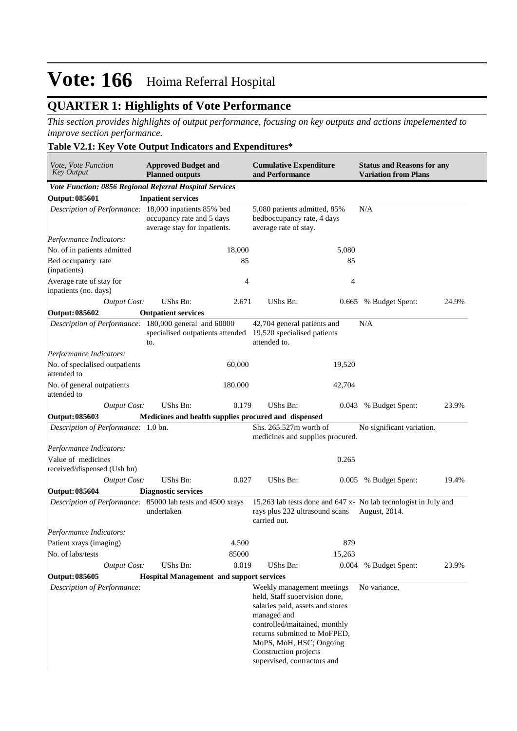# Vote: 166 Hoima Referral Hospital

## QUARTER 1: Highlights of Vote Performance

*This section provides highlights of output performance, focusing on key outputs and actions impelemented to improve section performance.*

### Table V2.1: Key Vote Output Indicators and Expenditures*

| *Vote, Vote Function Key Output* | **Approved Budget and Planned outputs** | | **Cumulative Expenditure and Performance** | | **Status and Reasons for any Variation from Plans** | |
|---|---|---|---|---|---|---|
| ***Vote Function: 0856 Regional Referral Hospital Services*** | | | | | | |
| **Output: 085601** | **Inpatient services** | | | | | |
| *Description of Performance:* | 18,000 inpatients 85% bed occupancy rate and 5 days average stay for inpatients. | | 5,080 patients admitted, 85% bedboccupancy rate, 4 days average rate of stay. | | N/A | |
| *Performance Indicators:* | | | | | | |
| No. of in patients admitted | | 18,000 | | 5,080 | | |
| Bed occupancy rate (inpatients) | | 85 | | 85 | | |
| Average rate of stay for inpatients (no. days) | | 4 | | 4 | | |
| *Output Cost:* | UShs Bn: | 2.671 | UShs Bn: | 0.665 | % Budget Spent: | 24.9% |
| **Output: 085602** | **Outpatient services** | | | | | |
| *Description of Performance:* | 180,000 general and 60000 specialised outpatients attended to. | | 42,704 general patients and 19,520 specialised patients attended to. | | N/A | |
| *Performance Indicators:* | | | | | | |
| No. of specialised outpatients attended to | | 60,000 | | 19,520 | | |
| No. of general outpatients attended to | | 180,000 | | 42,704 | | |
| *Output Cost:* | UShs Bn: | 0.179 | UShs Bn: | 0.043 | % Budget Spent: | 23.9% |
| **Output: 085603** | **Medicines and health supplies procured and dispensed** | | | | | |
| *Description of Performance:* | 1.0 bn. | | Shs. 265.527m worth of medicines and supplies procured. | | No significant variation. | |
| *Performance Indicators:* | | | | | | |
| Value of medicines received/dispensed (Ush bn) | | | | 0.265 | | |
| *Output Cost:* | UShs Bn: | 0.027 | UShs Bn: | 0.005 | % Budget Spent: | 19.4% |
| **Output: 085604** | **Diagnostic services** | | | | | |
| *Description of Performance:* | 85000 lab tests and 4500 xrays undertaken | | 15,263 lab tests done and 647 x-rays plus 232 ultrasound scans carried out. | | No lab tecnologist in July and August, 2014. | |
| *Performance Indicators:* | | | | | | |
| Patient xrays (imaging) | | 4,500 | | 879 | | |
| No. of labs/tests | | 85000 | | 15,263 | | |
| *Output Cost:* | UShs Bn: | 0.019 | UShs Bn: | 0.004 | % Budget Spent: | 23.9% |
| **Output: 085605** | **Hospital Management and support services** | | | | | |
| *Description of Performance:* | | | Weekly management meetings held, Staff suoervision done, salaries paid, assets and stores managed and controlled/maitained, monthly returns submitted to MoFPED, MoPS, MoH, HSC; Ongoing Construction projects supervised, contractors and | | No variance, | |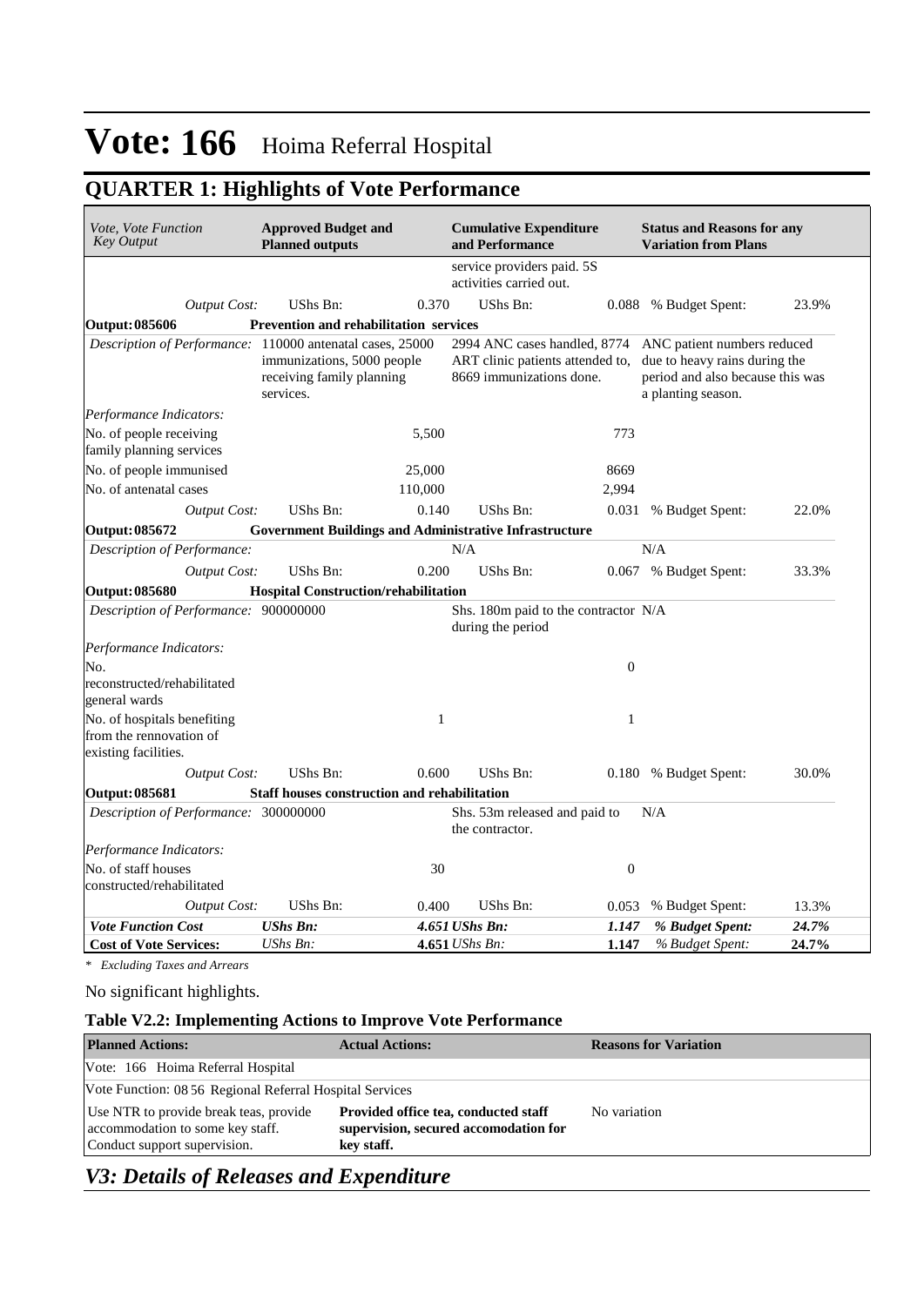# Vote: 166 Hoima Referral Hospital

## QUARTER 1: Highlights of Vote Performance

| *Vote, Vote Function Key Output* | **Approved Budget and Planned outputs** | | **Cumulative Expenditure and Performance** | | **Status and Reasons for any Variation from Plans** | |
|---|---|---|---|---|---|---|
| | | | service providers paid. 5S activities carried out. | | | |
| *Output Cost:* | UShs Bn: | 0.370 | UShs Bn: | 0.088 | % Budget Spent: | 23.9% |
| **Output: 085606** | **Prevention and rehabilitation services** | | | | | |
| *Description of Performance:* | 110000 antenatal cases, 25000 immunizations, 5000 people receiving family planning services. | | 2994 ANC cases handled, 8774 ART clinic patients attended to, 8669 immunizations done. | | ANC patient numbers reduced due to heavy rains during the period and also because this was a planting season. | |
| *Performance Indicators:* | | | | | | |
| No. of people receiving family planning services | | 5,500 | | 773 | | |
| No. of people immunised | | 25,000 | | 8669 | | |
| No. of antenatal cases | | 110,000 | | 2,994 | | |
| *Output Cost:* | UShs Bn: | 0.140 | UShs Bn: | 0.031 | % Budget Spent: | 22.0% |
| **Output: 085672** | **Government Buildings and Administrative Infrastructure** | | | | | |
| *Description of Performance:* | | | N/A | | N/A | |
| *Output Cost:* | UShs Bn: | 0.200 | UShs Bn: | 0.067 | % Budget Spent: | 33.3% |
| **Output: 085680** | **Hospital Construction/rehabilitation** | | | | | |
| *Description of Performance:* | 900000000 | | Shs. 180m paid to the contractor during the period | | N/A | |
| *Performance Indicators:* | | | | | | |
| No. reconstructed/rehabilitated general wards | | | | 0 | | |
| No. of hospitals benefiting from the rennovation of existing facilities. | | 1 | | 1 | | |
| *Output Cost:* | UShs Bn: | 0.600 | UShs Bn: | 0.180 | % Budget Spent: | 30.0% |
| **Output: 085681** | **Staff houses construction and rehabilitation** | | | | | |
| *Description of Performance:* | 300000000 | | Shs. 53m released and paid to the contractor. | | N/A | |
| *Performance Indicators:* | | | | | | |
| No. of staff houses constructed/rehabilitated | | 30 | | 0 | | |
| *Output Cost:* | UShs Bn: | 0.400 | UShs Bn: | 0.053 | % Budget Spent: | 13.3% |
| ***Vote Function Cost*** | ***UShs Bn:*** | ***4.651*** | ***UShs Bn:*** | ***1.147*** | ***% Budget Spent:*** | ***24.7%*** |
| **Cost of Vote Services:** | *UShs Bn:* | **4.651** | *UShs Bn:* | **1.147** | *% Budget Spent:* | **24.7%** |

*\* Excluding Taxes and Arrears*

No significant highlights.

### Table V2.2: Implementing Actions to Improve Vote Performance

| **Planned Actions:** | **Actual Actions:** | **Reasons for Variation** |
|---|---|---|
| Vote: 166 Hoima Referral Hospital | | |
| Vote Function: 08 56 Regional Referral Hospital Services | | |
| Use NTR to provide break teas, provide accommodation to some key staff. Conduct support supervision. | **Provided office tea, conducted staff supervision, secured accomodation for key staff.** | No variation |

## *V3: Details of Releases and Expenditure*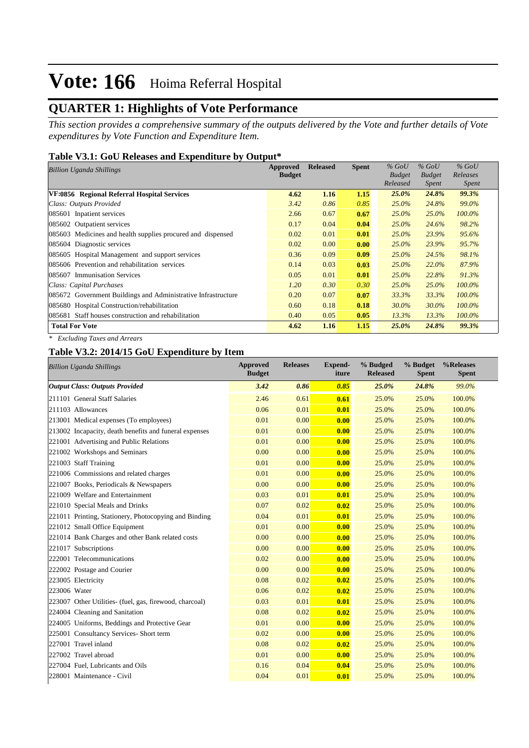# Vote: 166 Hoima Referral Hospital

## QUARTER 1: Highlights of Vote Performance

*This section provides a comprehensive summary of the outputs delivered by the Vote and further details of Vote expenditures by Vote Function and Expenditure Item.*

### Table V3.1: GoU Releases and Expenditure by Output*

| *Billion Uganda Shillings* | Approved Budget | Released | Spent | *% GoU Budget Released* | *% GoU Budget Spent* | *% GoU Releases Spent* |
|---|---|---|---|---|---|---|
| **VF:0856 Regional Referral Hospital Services** | **4.62** | **1.16** | **1.15** | ***25.0%*** | ***24.8%*** | ***99.3%*** |
| *Class: Outputs Provided* | *3.42* | *0.86* | *0.85* | *25.0%* | *24.8%* | *99.0%* |
| 085601 Inpatient services | 2.66 | 0.67 | **0.67** | *25.0%* | *25.0%* | *100.0%* |
| 085602 Outpatient services | 0.17 | 0.04 | **0.04** | *25.0%* | *24.6%* | *98.2%* |
| 085603 Medicines and health supplies procured and dispensed | 0.02 | 0.01 | **0.01** | *25.0%* | *23.9%* | *95.6%* |
| 085604 Diagnostic services | 0.02 | 0.00 | **0.00** | *25.0%* | *23.9%* | *95.7%* |
| 085605 Hospital Management and support services | 0.36 | 0.09 | **0.09** | *25.0%* | *24.5%* | *98.1%* |
| 085606 Prevention and rehabilitation services | 0.14 | 0.03 | **0.03** | *25.0%* | *22.0%* | *87.9%* |
| 085607 Immunisation Services | 0.05 | 0.01 | **0.01** | *25.0%* | *22.8%* | *91.3%* |
| *Class: Capital Purchases* | *1.20* | *0.30* | *0.30* | *25.0%* | *25.0%* | *100.0%* |
| 085672 Government Buildings and Administrative Infrastructure | 0.20 | 0.07 | **0.07** | *33.3%* | *33.3%* | *100.0%* |
| 085680 Hospital Construction/rehabilitation | 0.60 | 0.18 | **0.18** | *30.0%* | *30.0%* | *100.0%* |
| 085681 Staff houses construction and rehabilitation | 0.40 | 0.05 | **0.05** | *13.3%* | *13.3%* | *100.0%* |
| **Total For Vote** | **4.62** | **1.16** | **1.15** | ***25.0%*** | ***24.8%*** | ***99.3%*** |

*\* Excluding Taxes and Arrears*

### Table V3.2: 2014/15 GoU Expenditure by Item

| *Billion Uganda Shillings* | Approved Budget | Releases | Expend-iture | % Budgeted Released | % Budget Spent | %Releases Spent |
|---|---|---|---|---|---|---|
| ***Output Class: Outputs Provided*** | ***3.42*** | ***0.86*** | ***0.85*** | ***25.0%*** | ***24.8%*** | *99.0%* |
| 211101 General Staff Salaries | 2.46 | 0.61 | **0.61** | 25.0% | 25.0% | 100.0% |
| 211103 Allowances | 0.06 | 0.01 | **0.01** | 25.0% | 25.0% | 100.0% |
| 213001 Medical expenses (To employees) | 0.01 | 0.00 | **0.00** | 25.0% | 25.0% | 100.0% |
| 213002 Incapacity, death benefits and funeral expenses | 0.01 | 0.00 | **0.00** | 25.0% | 25.0% | 100.0% |
| 221001 Advertising and Public Relations | 0.01 | 0.00 | **0.00** | 25.0% | 25.0% | 100.0% |
| 221002 Workshops and Seminars | 0.00 | 0.00 | **0.00** | 25.0% | 25.0% | 100.0% |
| 221003 Staff Training | 0.01 | 0.00 | **0.00** | 25.0% | 25.0% | 100.0% |
| 221006 Commissions and related charges | 0.01 | 0.00 | **0.00** | 25.0% | 25.0% | 100.0% |
| 221007 Books, Periodicals & Newspapers | 0.00 | 0.00 | **0.00** | 25.0% | 25.0% | 100.0% |
| 221009 Welfare and Entertainment | 0.03 | 0.01 | **0.01** | 25.0% | 25.0% | 100.0% |
| 221010 Special Meals and Drinks | 0.07 | 0.02 | **0.02** | 25.0% | 25.0% | 100.0% |
| 221011 Printing, Stationery, Photocopying and Binding | 0.04 | 0.01 | **0.01** | 25.0% | 25.0% | 100.0% |
| 221012 Small Office Equipment | 0.01 | 0.00 | **0.00** | 25.0% | 25.0% | 100.0% |
| 221014 Bank Charges and other Bank related costs | 0.00 | 0.00 | **0.00** | 25.0% | 25.0% | 100.0% |
| 221017 Subscriptions | 0.00 | 0.00 | **0.00** | 25.0% | 25.0% | 100.0% |
| 222001 Telecommunications | 0.02 | 0.00 | **0.00** | 25.0% | 25.0% | 100.0% |
| 222002 Postage and Courier | 0.00 | 0.00 | **0.00** | 25.0% | 25.0% | 100.0% |
| 223005 Electricity | 0.08 | 0.02 | **0.02** | 25.0% | 25.0% | 100.0% |
| 223006 Water | 0.06 | 0.02 | **0.02** | 25.0% | 25.0% | 100.0% |
| 223007 Other Utilities- (fuel, gas, firewood, charcoal) | 0.03 | 0.01 | **0.01** | 25.0% | 25.0% | 100.0% |
| 224004 Cleaning and Sanitation | 0.08 | 0.02 | **0.02** | 25.0% | 25.0% | 100.0% |
| 224005 Uniforms, Beddings and Protective Gear | 0.01 | 0.00 | **0.00** | 25.0% | 25.0% | 100.0% |
| 225001 Consultancy Services- Short term | 0.02 | 0.00 | **0.00** | 25.0% | 25.0% | 100.0% |
| 227001 Travel inland | 0.08 | 0.02 | **0.02** | 25.0% | 25.0% | 100.0% |
| 227002 Travel abroad | 0.01 | 0.00 | **0.00** | 25.0% | 25.0% | 100.0% |
| 227004 Fuel, Lubricants and Oils | 0.16 | 0.04 | **0.04** | 25.0% | 25.0% | 100.0% |
| 228001 Maintenance - Civil | 0.04 | 0.01 | **0.01** | 25.0% | 25.0% | 100.0% |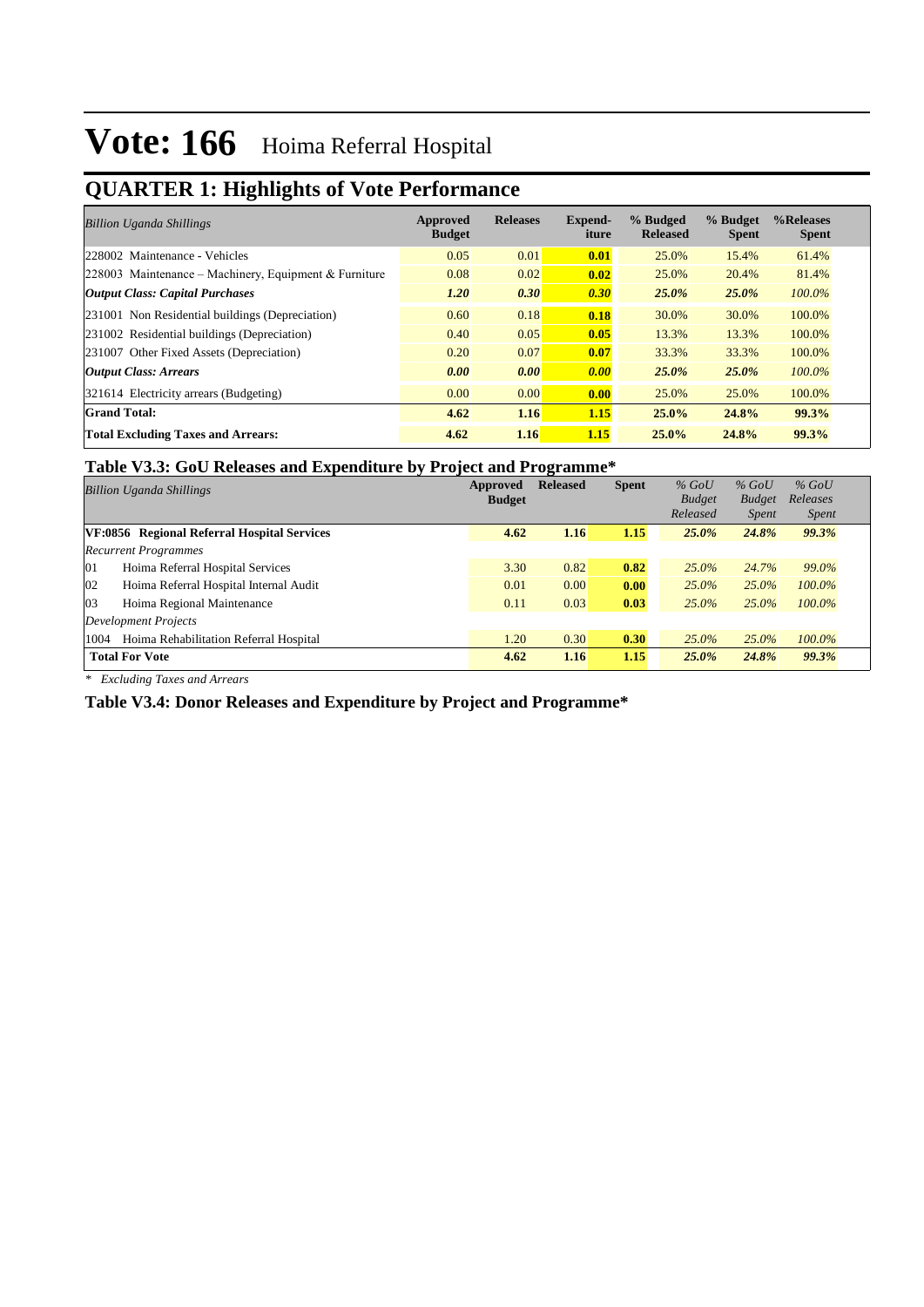# Vote: 166 Hoima Referral Hospital

## QUARTER 1: Highlights of Vote Performance

| *Billion Uganda Shillings* | Approved Budget | Releases | Expend-iture | % Budged Released | % Budget Spent | %Releases Spent |
|---|---|---|---|---|---|---|
| 228002 Maintenance - Vehicles | 0.05 | 0.01 | **0.01** | 25.0% | 15.4% | 61.4% |
| 228003 Maintenance – Machinery, Equipment & Furniture | 0.08 | 0.02 | **0.02** | 25.0% | 20.4% | 81.4% |
| ***Output Class: Capital Purchases*** | ***1.20*** | ***0.30*** | ***0.30*** | ***25.0%*** | ***25.0%*** | *100.0%* |
| 231001 Non Residential buildings (Depreciation) | 0.60 | 0.18 | **0.18** | 30.0% | 30.0% | 100.0% |
| 231002 Residential buildings (Depreciation) | 0.40 | 0.05 | **0.05** | 13.3% | 13.3% | 100.0% |
| 231007 Other Fixed Assets (Depreciation) | 0.20 | 0.07 | **0.07** | 33.3% | 33.3% | 100.0% |
| ***Output Class: Arrears*** | ***0.00*** | ***0.00*** | ***0.00*** | ***25.0%*** | ***25.0%*** | *100.0%* |
| 321614 Electricity arrears (Budgeting) | 0.00 | 0.00 | **0.00** | 25.0% | 25.0% | 100.0% |
| **Grand Total:** | **4.62** | **1.16** | **1.15** | **25.0%** | **24.8%** | **99.3%** |
| **Total Excluding Taxes and Arrears:** | **4.62** | **1.16** | **1.15** | **25.0%** | **24.8%** | **99.3%** |

### Table V3.3: GoU Releases and Expenditure by Project and Programme*

| *Billion Uganda Shillings* | Approved Budget | Released | Spent | *% GoU Budget Released* | *% GoU Budget Spent* | *% GoU Releases Spent* |
|---|---|---|---|---|---|---|
| **VF:0856 Regional Referral Hospital Services** | **4.62** | **1.16** | **1.15** | ***25.0%*** | ***24.8%*** | ***99.3%*** |
| *Recurrent Programmes* | | | | | | |
| 01 Hoima Referral Hospital Services | 3.30 | 0.82 | **0.82** | *25.0%* | *24.7%* | *99.0%* |
| 02 Hoima Referral Hospital Internal Audit | 0.01 | 0.00 | **0.00** | *25.0%* | *25.0%* | *100.0%* |
| 03 Hoima Regional Maintenance | 0.11 | 0.03 | **0.03** | *25.0%* | *25.0%* | *100.0%* |
| *Development Projects* | | | | | | |
| 1004 Hoima Rehabilitation Referral Hospital | 1.20 | 0.30 | **0.30** | *25.0%* | *25.0%* | *100.0%* |
| **Total For Vote** | **4.62** | **1.16** | **1.15** | ***25.0%*** | ***24.8%*** | ***99.3%*** |

*\* Excluding Taxes and Arrears*

### Table V3.4: Donor Releases and Expenditure by Project and Programme*